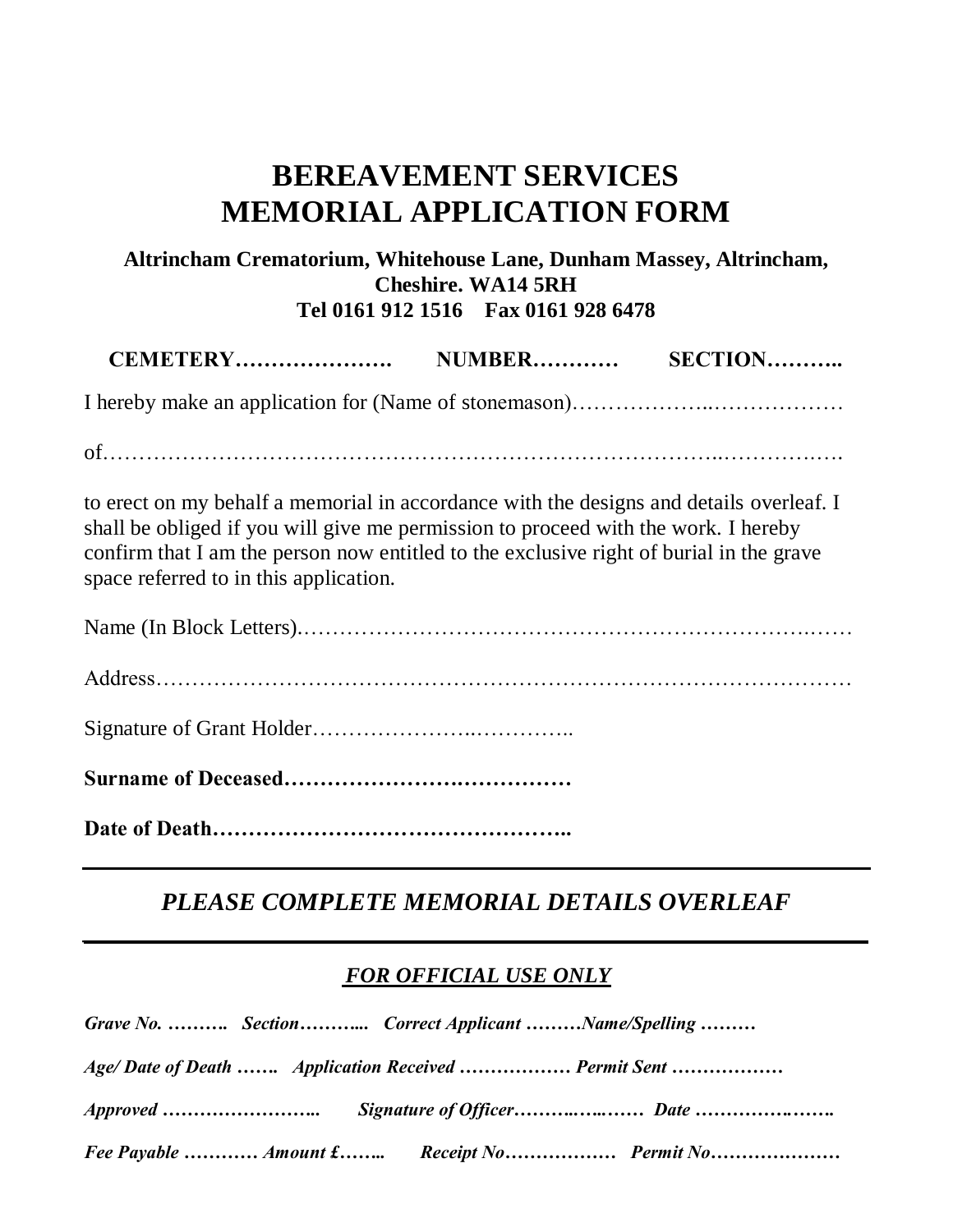# BEREAVEMENT SERVICES
# MEMORIAL APPLICATION FORM

**Altrincham Crematorium, Whitehouse Lane, Dunham Massey, Altrincham, Cheshire. WA14 5RH**
**Tel 0161 912 1516 Fax 0161 928 6478**

**CEMETERY…………………. NUMBER………… SECTION………..**

I hereby make an application for (Name of stonemason)………………..………………

of………………………………………………………………………..…………….….

to erect on my behalf a memorial in accordance with the designs and details overleaf. I shall be obliged if you will give me permission to proceed with the work. I hereby confirm that I am the person now entitled to the exclusive right of burial in the grave space referred to in this application.

Name (In Block Letters).…………………………………………………………….……

Address……………………………………………………………………………………

Signature of Grant Holder…………………..…………..

**Surname of Deceased…………………….……………**

**Date of Death…………………………………………..**

---

***PLEASE COMPLETE MEMORIAL DETAILS OVERLEAF***

---

***FOR OFFICIAL USE ONLY***

***Grave No. ………. Section……….. Correct Applicant ………Name/Spelling ………***

***Age/ Date of Death ……. Application Received ……………… Permit Sent ………………***

***Approved …………………….. Signature of Officer……….…..…… Date ……………….…….***

***Fee Payable ………… Amount £…….. Receipt No……………… Permit No…………………***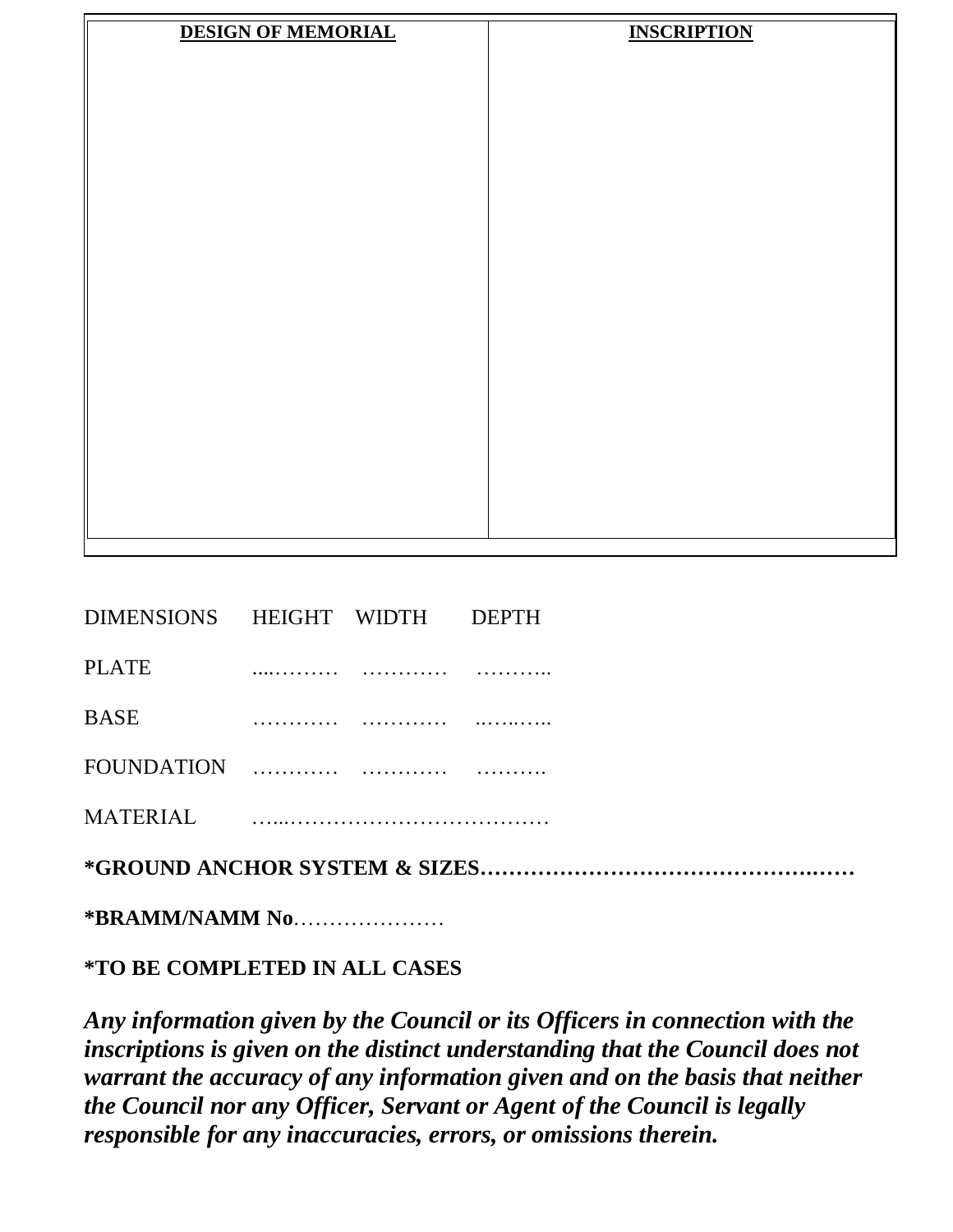| DESIGN OF MEMORIAL | INSCRIPTION |
| --- | --- |
| | |

| DIMENSIONS | HEIGHT | WIDTH | DEPTH |
| --- | --- | --- | --- |
| PLATE | ....……… | ………… | ……….. |
| BASE | ………… | ………… | ..…..….. |
| FOUNDATION | ………… | ………… | ………. |
| MATERIAL | …...……………………………… | | |

**\*GROUND ANCHOR SYSTEM & SIZES……………………………………….……**

**\*BRAMM/NAMM No**…………………

**\*TO BE COMPLETED IN ALL CASES**

***Any information given by the Council or its Officers in connection with the inscriptions is given on the distinct understanding that the Council does not warrant the accuracy of any information given and on the basis that neither the Council nor any Officer, Servant or Agent of the Council is legally responsible for any inaccuracies, errors, or omissions therein.***